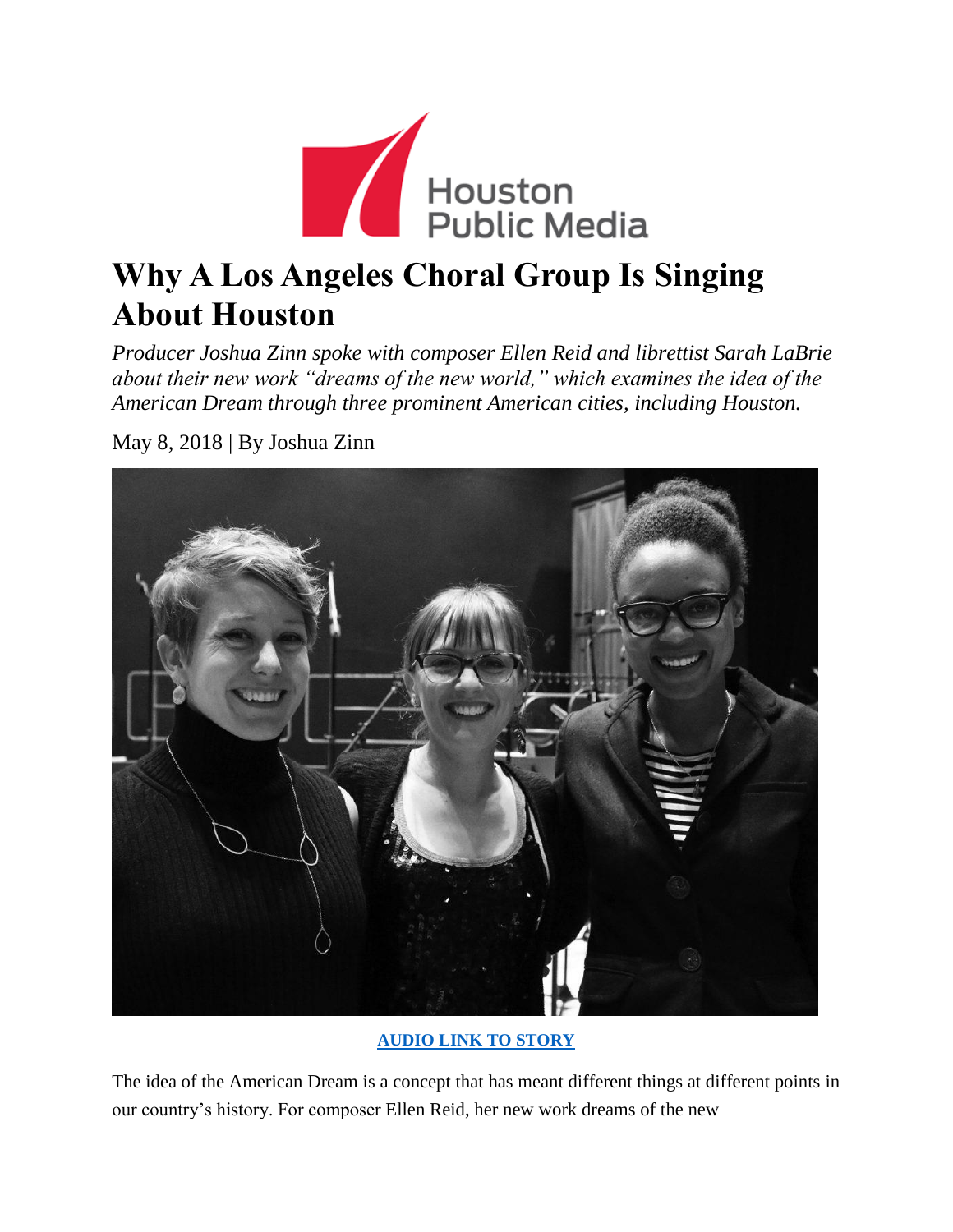# Why A Los Angeles Choral Group Is Singing About Houston

*Producer Joshua Zinn spoke with composer Ellen Reid and librettist Sarah LaBrie about their new work "dreams of the new world," which examines the idea of the American Dream through three prominent American cities, including Houston.*

May 8, 2018 | By Joshua Zinn

**AUDIO LINK TO STORY**

The idea of the American Dream is a concept that has meant different things at different points in our country's history. For composer Ellen Reid, her new work dreams of the new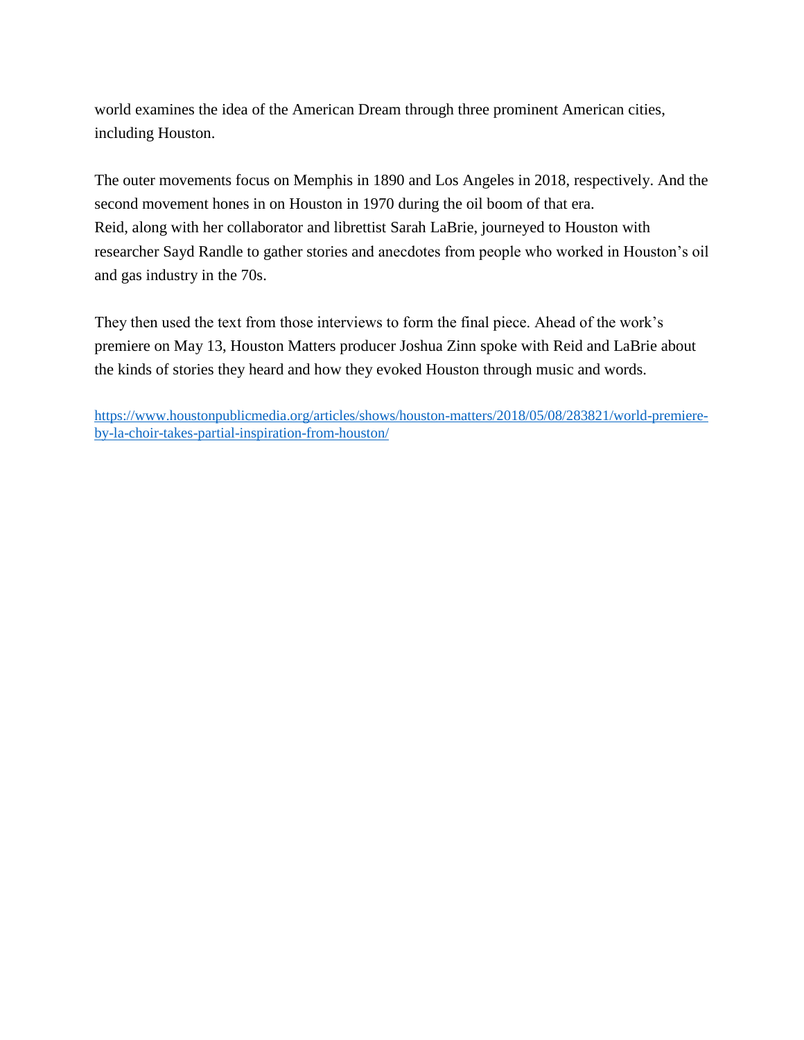world examines the idea of the American Dream through three prominent American cities, including Houston.

The outer movements focus on Memphis in 1890 and Los Angeles in 2018, respectively. And the second movement hones in on Houston in 1970 during the oil boom of that era.
Reid, along with her collaborator and librettist Sarah LaBrie, journeyed to Houston with researcher Sayd Randle to gather stories and anecdotes from people who worked in Houston's oil and gas industry in the 70s.

They then used the text from those interviews to form the final piece. Ahead of the work's premiere on May 13, Houston Matters producer Joshua Zinn spoke with Reid and LaBrie about the kinds of stories they heard and how they evoked Houston through music and words.

[https://www.houstonpublicmedia.org/articles/shows/houston-matters/2018/05/08/283821/world-premiere-by-la-choir-takes-partial-inspiration-from-houston/](https://www.houstonpublicmedia.org/articles/shows/houston-matters/2018/05/08/283821/world-premiere-by-la-choir-takes-partial-inspiration-from-houston/)